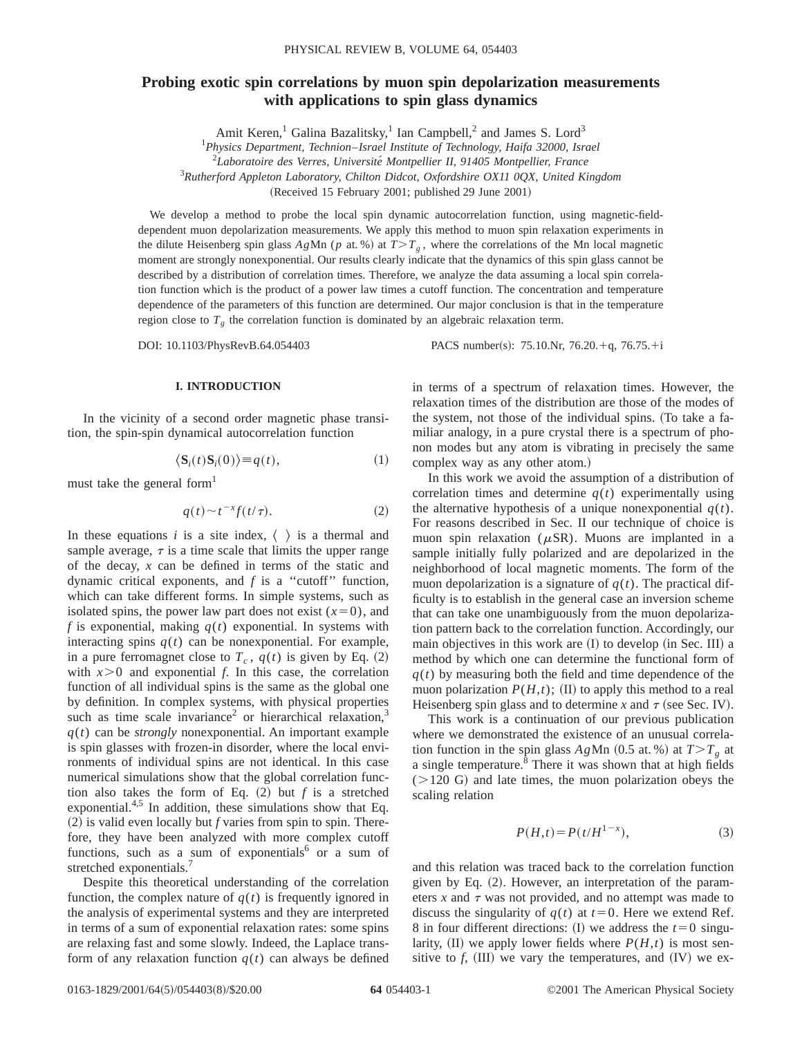# Probing exotic spin correlations by muon spin depolarization measurements with applications to spin glass dynamics

Amit Keren,[1] Galina Bazalitsky,[1] Ian Campbell,[2] and James S. Lord[3]

[1]*Physics Department, Technion–Israel Institute of Technology, Haifa 32000, Israel*
[2]*Laboratoire des Verres, Université Montpellier II, 91405 Montpellier, France*
[3]*Rutherford Appleton Laboratory, Chilton Didcot, Oxfordshire OX11 0QX, United Kingdom*

(Received 15 February 2001; published 29 June 2001)

We develop a method to probe the local spin dynamic autocorrelation function, using magnetic-field-dependent muon depolarization measurements. We apply this method to muon spin relaxation experiments in the dilute Heisenberg spin glass *Ag*Mn ($p$ at. %) at $T>T_g$, where the correlations of the Mn local magnetic moment are strongly nonexponential. Our results clearly indicate that the dynamics of this spin glass cannot be described by a distribution of correlation times. Therefore, we analyze the data assuming a local spin correlation function which is the product of a power law times a cutoff function. The concentration and temperature dependence of the parameters of this function are determined. Our major conclusion is that in the temperature region close to $T_g$ the correlation function is dominated by an algebraic relaxation term.

DOI: 10.1103/PhysRevB.64.054403 PACS number(s): 75.10.Nr, 76.20.+q, 76.75.+i

## I. INTRODUCTION

In the vicinity of a second order magnetic phase transition, the spin-spin dynamical autocorrelation function

$$\langle \mathbf{S}_i(t)\mathbf{S}_i(0)\rangle \equiv q(t), \tag{1}$$

must take the general form[1]

$$q(t) \sim t^{-x} f(t/\tau). \tag{2}$$

In these equations $i$ is a site index, $\langle\ \rangle$ is a thermal and sample average, $\tau$ is a time scale that limits the upper range of the decay, $x$ can be defined in terms of the static and dynamic critical exponents, and $f$ is a "cutoff" function, which can take different forms. In simple systems, such as isolated spins, the power law part does not exist ($x=0$), and $f$ is exponential, making $q(t)$ exponential. In systems with interacting spins $q(t)$ can be nonexponential. For example, in a pure ferromagnet close to $T_c$, $q(t)$ is given by Eq. (2) with $x>0$ and exponential $f$. In this case, the correlation function of all individual spins is the same as the global one by definition. In complex systems, with physical properties such as time scale invariance[2] or hierarchical relaxation,[3] $q(t)$ can be *strongly* nonexponential. An important example is spin glasses with frozen-in disorder, where the local environments of individual spins are not identical. In this case numerical simulations show that the global correlation function also takes the form of Eq. (2) but $f$ is a stretched exponential.[4,5] In addition, these simulations show that Eq. (2) is valid even locally but $f$ varies from spin to spin. Therefore, they have been analyzed with more complex cutoff functions, such as a sum of exponentials[6] or a sum of stretched exponentials.[7]

Despite this theoretical understanding of the correlation function, the complex nature of $q(t)$ is frequently ignored in the analysis of experimental systems and they are interpreted in terms of a sum of exponential relaxation rates: some spins are relaxing fast and some slowly. Indeed, the Laplace transform of any relaxation function $q(t)$ can always be defined in terms of a spectrum of relaxation times. However, the relaxation times of the distribution are those of the modes of the system, not those of the individual spins. (To take a familiar analogy, in a pure crystal there is a spectrum of phonon modes but any atom is vibrating in precisely the same complex way as any other atom.)

In this work we avoid the assumption of a distribution of correlation times and determine $q(t)$ experimentally using the alternative hypothesis of a unique nonexponential $q(t)$. For reasons described in Sec. II our technique of choice is muon spin relaxation ($\mu$SR). Muons are implanted in a sample initially fully polarized and are depolarized in the neighborhood of local magnetic moments. The form of the muon depolarization is a signature of $q(t)$. The practical difficulty is to establish in the general case an inversion scheme that can take one unambiguously from the muon depolarization pattern back to the correlation function. Accordingly, our main objectives in this work are (I) to develop (in Sec. III) a method by which one can determine the functional form of $q(t)$ by measuring both the field and time dependence of the muon polarization $P(H,t)$; (II) to apply this method to a real Heisenberg spin glass and to determine $x$ and $\tau$ (see Sec. IV).

This work is a continuation of our previous publication where we demonstrated the existence of an unusual correlation function in the spin glass *Ag*Mn (0.5 at. %) at $T>T_g$ at a single temperature.[8] There it was shown that at high fields (>120 G) and late times, the muon polarization obeys the scaling relation

$$P(H,t) = P(t/H^{1-x}), \tag{3}$$

and this relation was traced back to the correlation function given by Eq. (2). However, an interpretation of the parameters $x$ and $\tau$ was not provided, and no attempt was made to discuss the singularity of $q(t)$ at $t=0$. Here we extend Ref. 8 in four different directions: (I) we address the $t=0$ singularity, (II) we apply lower fields where $P(H,t)$ is most sensitive to $f$, (III) we vary the temperatures, and (IV) we ex-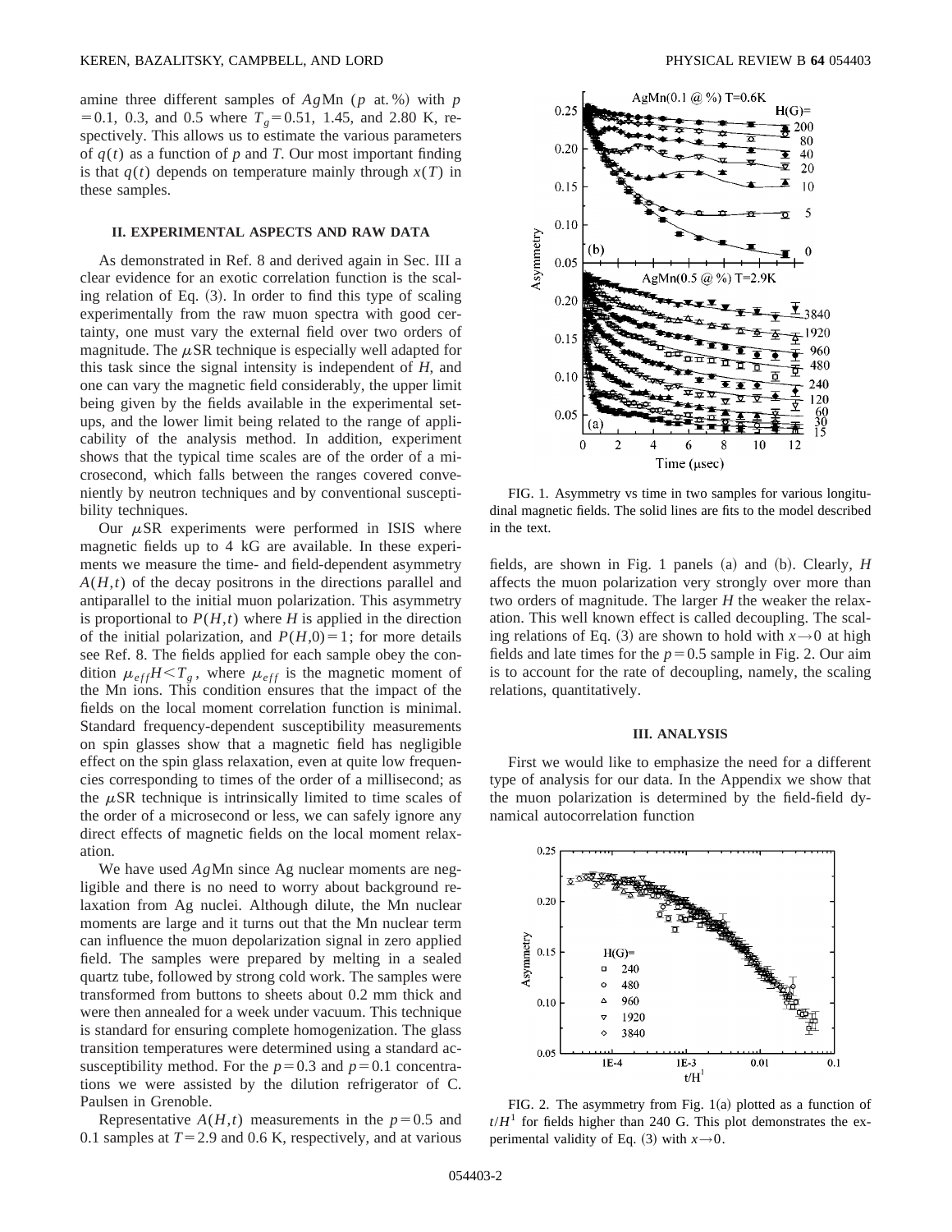amine three different samples of $Ag$Mn ($p$ at. %) with $p = 0.1$, 0.3, and 0.5 where $T_g = 0.51$, 1.45, and 2.80 K, respectively. This allows us to estimate the various parameters of $q(t)$ as a function of $p$ and $T$. Our most important finding is that $q(t)$ depends on temperature mainly through $x(T)$ in these samples.

## II. EXPERIMENTAL ASPECTS AND RAW DATA

As demonstrated in Ref. 8 and derived again in Sec. III a clear evidence for an exotic correlation function is the scaling relation of Eq. (3). In order to find this type of scaling experimentally from the raw muon spectra with good certainty, one must vary the external field over two orders of magnitude. The $\mu$SR technique is especially well adapted for this task since the signal intensity is independent of $H$, and one can vary the magnetic field considerably, the upper limit being given by the fields available in the experimental setups, and the lower limit being related to the range of applicability of the analysis method. In addition, experiment shows that the typical time scales are of the order of a microsecond, which falls between the ranges covered conveniently by neutron techniques and by conventional susceptibility techniques.

Our $\mu$SR experiments were performed in ISIS where magnetic fields up to 4 kG are available. In these experiments we measure the time- and field-dependent asymmetry $A(H,t)$ of the decay positrons in the directions parallel and antiparallel to the initial muon polarization. This asymmetry is proportional to $P(H,t)$ where $H$ is applied in the direction of the initial polarization, and $P(H,0) = 1$; for more details see Ref. 8. The fields applied for each sample obey the condition $\mu_{eff} H < T_g$, where $\mu_{eff}$ is the magnetic moment of the Mn ions. This condition ensures that the impact of the fields on the local moment correlation function is minimal. Standard frequency-dependent susceptibility measurements on spin glasses show that a magnetic field has negligible effect on the spin glass relaxation, even at quite low frequencies corresponding to times of the order of a millisecond; as the $\mu$SR technique is intrinsically limited to time scales of the order of a microsecond or less, we can safely ignore any direct effects of magnetic fields on the local moment relaxation.

We have used $Ag$Mn since Ag nuclear moments are negligible and there is no need to worry about background relaxation from Ag nuclei. Although dilute, the Mn nuclear moments are large and it turns out that the Mn nuclear term can influence the muon depolarization signal in zero applied field. The samples were prepared by melting in a sealed quartz tube, followed by strong cold work. The samples were transformed from buttons to sheets about 0.2 mm thick and were then annealed for a week under vacuum. This technique is standard for ensuring complete homogenization. The glass transition temperatures were determined using a standard ac-susceptibility method. For the $p = 0.3$ and $p = 0.1$ concentrations we were assisted by the dilution refrigerator of C. Paulsen in Grenoble.

Representative $A(H,t)$ measurements in the $p = 0.5$ and 0.1 samples at $T = 2.9$ and 0.6 K, respectively, and at various fields, are shown in Fig. 1 panels (a) and (b). Clearly, $H$ affects the muon polarization very strongly over more than two orders of magnitude. The larger $H$ the weaker the relaxation. This well known effect is called decoupling. The scaling relations of Eq. (3) are shown to hold with $x \rightarrow 0$ at high fields and late times for the $p = 0.5$ sample in Fig. 2. Our aim is to account for the rate of decoupling, namely, the scaling relations, quantitatively.

FIG. 1. Asymmetry vs time in two samples for various longitudinal magnetic fields. The solid lines are fits to the model described in the text.

FIG. 2. The asymmetry from Fig. 1(a) plotted as a function of $t/H^1$ for fields higher than 240 G. This plot demonstrates the experimental validity of Eq. (3) with $x \rightarrow 0$.

## III. ANALYSIS

First we would like to emphasize the need for a different type of analysis for our data. In the Appendix we show that the muon polarization is determined by the field-field dynamical autocorrelation function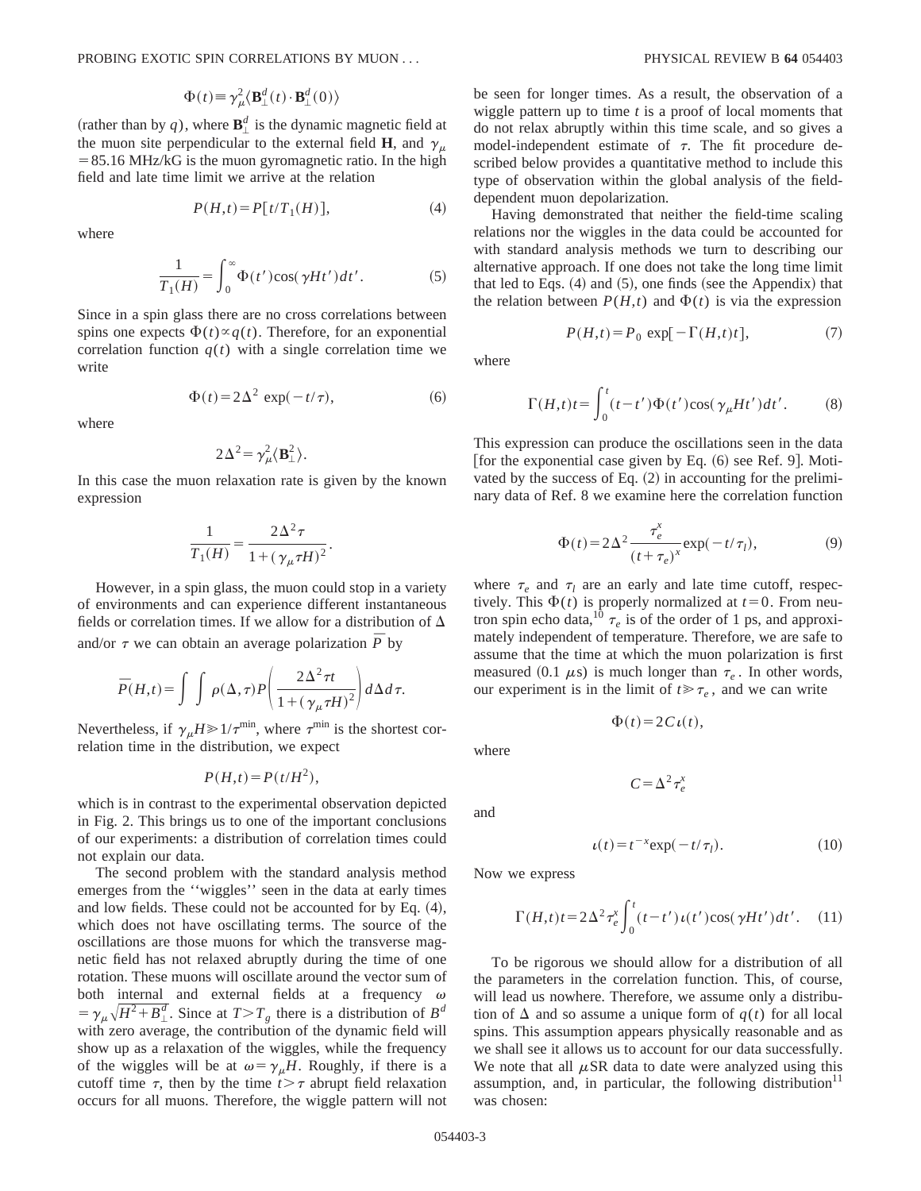$$\Phi(t) \equiv \gamma_\mu^2 \langle \mathbf{B}_\perp^d(t) \cdot \mathbf{B}_\perp^d(0) \rangle$$

(rather than by $q$), where $\mathbf{B}_\perp^d$ is the dynamic magnetic field at the muon site perpendicular to the external field $\mathbf{H}$, and $\gamma_\mu = 85.16$ MHz/kG is the muon gyromagnetic ratio. In the high field and late time limit we arrive at the relation

$$P(H,t) = P[t/T_1(H)], \tag{4}$$

where

$$\frac{1}{T_1(H)} = \int_0^\infty \Phi(t') \cos(\gamma H t') dt'. \tag{5}$$

Since in a spin glass there are no cross correlations between spins one expects $\Phi(t) \propto q(t)$. Therefore, for an exponential correlation function $q(t)$ with a single correlation time we write

$$\Phi(t) = 2\Delta^2 \exp(-t/\tau), \tag{6}$$

where

$$2\Delta^2 = \gamma_\mu^2 \langle \mathbf{B}_\perp^2 \rangle.$$

In this case the muon relaxation rate is given by the known expression

$$\frac{1}{T_1(H)} = \frac{2\Delta^2 \tau}{1 + (\gamma_\mu \tau H)^2}.$$

However, in a spin glass, the muon could stop in a variety of environments and can experience different instantaneous fields or correlation times. If we allow for a distribution of $\Delta$ and/or $\tau$ we can obtain an average polarization $\bar{P}$ by

$$\bar{P}(H,t) = \int \int \rho(\Delta,\tau) P\left( \frac{2\Delta^2 \tau t}{1 + (\gamma_\mu \tau H)^2} \right) d\Delta d\tau.$$

Nevertheless, if $\gamma_\mu H \gg 1/\tau^{\min}$, where $\tau^{\min}$ is the shortest correlation time in the distribution, we expect

$$P(H,t) = P(t/H^2),$$

which is in contrast to the experimental observation depicted in Fig. 2. This brings us to one of the important conclusions of our experiments: a distribution of correlation times could not explain our data.

The second problem with the standard analysis method emerges from the ''wiggles'' seen in the data at early times and low fields. These could not be accounted for by Eq. (4), which does not have oscillating terms. The source of the oscillations are those muons for which the transverse magnetic field has not relaxed abruptly during the time of one rotation. These muons will oscillate around the vector sum of both internal and external fields at a frequency $\omega = \gamma_\mu \sqrt{H^2 + B_\perp^d}$. Since at $T > T_g$ there is a distribution of $B^d$ with zero average, the contribution of the dynamic field will show up as a relaxation of the wiggles, while the frequency of the wiggles will be at $\omega = \gamma_\mu H$. Roughly, if there is a cutoff time $\tau$, then by the time $t > \tau$ abrupt field relaxation occurs for all muons. Therefore, the wiggle pattern will not be seen for longer times. As a result, the observation of a wiggle pattern up to time $t$ is a proof of local moments that do not relax abruptly within this time scale, and so gives a model-independent estimate of $\tau$. The fit procedure described below provides a quantitative method to include this type of observation within the global analysis of the field-dependent muon depolarization.

Having demonstrated that neither the field-time scaling relations nor the wiggles in the data could be accounted for with standard analysis methods we turn to describing our alternative approach. If one does not take the long time limit that led to Eqs. (4) and (5), one finds (see the Appendix) that the relation between $P(H,t)$ and $\Phi(t)$ is via the expression

$$P(H,t) = P_0 \exp[-\Gamma(H,t)t], \tag{7}$$

where

$$\Gamma(H,t)t = \int_0^t (t-t')\Phi(t') \cos(\gamma_\mu H t') dt'. \tag{8}$$

This expression can produce the oscillations seen in the data [for the exponential case given by Eq. (6) see Ref. 9]. Motivated by the success of Eq. (2) in accounting for the preliminary data of Ref. 8 we examine here the correlation function

$$\Phi(t) = 2\Delta^2 \frac{\tau_e^x}{(t+\tau_e)^x} \exp(-t/\tau_l), \tag{9}$$

where $\tau_e$ and $\tau_l$ are an early and late time cutoff, respectively. This $\Phi(t)$ is properly normalized at $t=0$. From neutron spin echo data,[10] $\tau_e$ is of the order of 1 ps, and approximately independent of temperature. Therefore, we are safe to assume that the time at which the muon polarization is first measured (0.1 $\mu$s) is much longer than $\tau_e$. In other words, our experiment is in the limit of $t \gg \tau_e$, and we can write

$$\Phi(t) = 2C\iota(t),$$

where

$$C = \Delta^2 \tau_e^x$$

and

$$\iota(t) = t^{-x} \exp(-t/\tau_l). \tag{10}$$

Now we express

$$\Gamma(H,t)t = 2\Delta^2 \tau_e^x \int_0^t (t-t')\iota(t') \cos(\gamma H t') dt'. \tag{11}$$

To be rigorous we should allow for a distribution of all the parameters in the correlation function. This, of course, will lead us nowhere. Therefore, we assume only a distribution of $\Delta$ and so assume a unique form of $q(t)$ for all local spins. This assumption appears physically reasonable and as we shall see it allows us to account for our data successfully. We note that all $\mu$SR data to date were analyzed using this assumption, and, in particular, the following distribution[11] was chosen: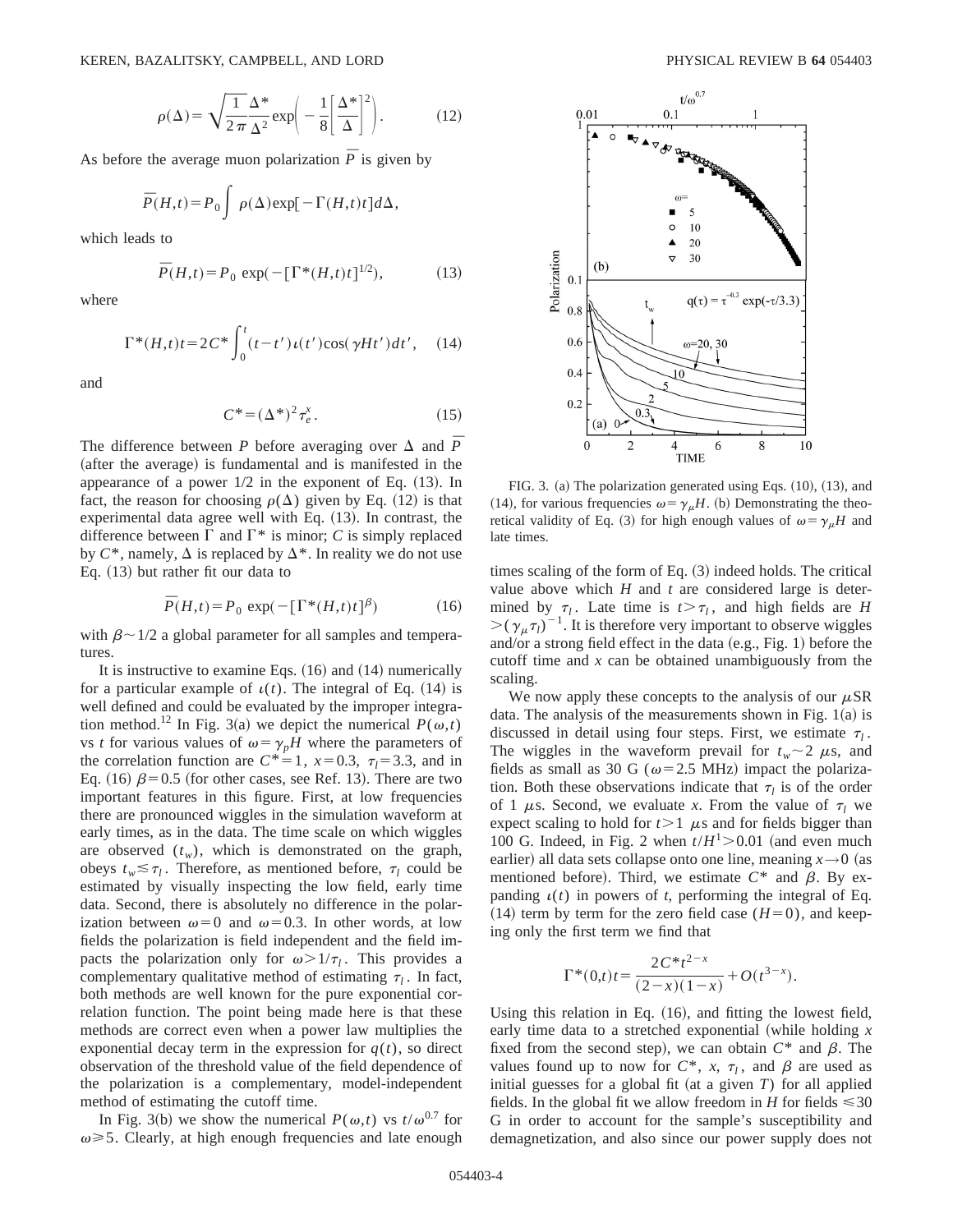$$\rho(\Delta)=\sqrt{\frac{1}{2\pi}}\frac{\Delta^*}{\Delta^2}\exp\left(-\frac{1}{8}\left[\frac{\Delta^*}{\Delta}\right]^2\right). \tag{12}$$

As before the average muon polarization $\overline{P}$ is given by

$$\overline{P}(H,t)=P_0\int \rho(\Delta)\exp[-\Gamma(H,t)t]d\Delta,$$

which leads to

$$\overline{P}(H,t)=P_0\ \exp(-[\Gamma^*(H,t)t]^{1/2}), \tag{13}$$

where

$$\Gamma^*(H,t)t=2C^*\int_0^t (t-t')\iota(t')\cos(\gamma Ht')dt', \tag{14}$$

and

$$C^*=(\Delta^*)^2\tau_e^x. \tag{15}$$

The difference between $P$ before averaging over $\Delta$ and $\overline{P}$ (after the average) is fundamental and is manifested in the appearance of a power 1/2 in the exponent of Eq. (13). In fact, the reason for choosing $\rho(\Delta)$ given by Eq. (12) is that experimental data agree well with Eq. (13). In contrast, the difference between $\Gamma$ and $\Gamma^*$ is minor; $C$ is simply replaced by $C^*$, namely, $\Delta$ is replaced by $\Delta^*$. In reality we do not use Eq. (13) but rather fit our data to

$$\overline{P}(H,t)=P_0\ \exp(-[\Gamma^*(H,t)t]^{\beta}) \tag{16}$$

with $\beta\sim 1/2$ a global parameter for all samples and temperatures.

It is instructive to examine Eqs. (16) and (14) numerically for a particular example of $\iota(t)$. The integral of Eq. (14) is well defined and could be evaluated by the improper integration method.[12] In Fig. 3(a) we depict the numerical $P(\omega,t)$ vs $t$ for various values of $\omega=\gamma_p H$ where the parameters of the correlation function are $C^*=1$, $x=0.3$, $\tau_l=3.3$, and in Eq. (16) $\beta=0.5$ (for other cases, see Ref. 13). There are two important features in this figure. First, at low frequencies there are pronounced wiggles in the simulation waveform at early times, as in the data. The time scale on which wiggles are observed ($t_w$), which is demonstrated on the graph, obeys $t_w\lesssim\tau_l$. Therefore, as mentioned before, $\tau_l$ could be estimated by visually inspecting the low field, early time data. Second, there is absolutely no difference in the polarization between $\omega=0$ and $\omega=0.3$. In other words, at low fields the polarization is field independent and the field impacts the polarization only for $\omega>1/\tau_l$. This provides a complementary qualitative method of estimating $\tau_l$. In fact, both methods are well known for the pure exponential correlation function. The point being made here is that these methods are correct even when a power law multiplies the exponential decay term in the expression for $q(t)$, so direct observation of the threshold value of the field dependence of the polarization is a complementary, model-independent method of estimating the cutoff time.

In Fig. 3(b) we show the numerical $P(\omega,t)$ vs $t/\omega^{0.7}$ for $\omega\geq 5$. Clearly, at high enough frequencies and late enough

FIG. 3. (a) The polarization generated using Eqs. (10), (13), and (14), for various frequencies $\omega=\gamma_\mu H$. (b) Demonstrating the theoretical validity of Eq. (3) for high enough values of $\omega=\gamma_\mu H$ and late times.

times scaling of the form of Eq. (3) indeed holds. The critical value above which $H$ and $t$ are considered large is determined by $\tau_l$. Late time is $t>\tau_l$, and high fields are $H>(\gamma_\mu\tau_l)^{-1}$. It is therefore very important to observe wiggles and/or a strong field effect in the data (e.g., Fig. 1) before the cutoff time and $x$ can be obtained unambiguously from the scaling.

We now apply these concepts to the analysis of our $\mu$SR data. The analysis of the measurements shown in Fig. 1(a) is discussed in detail using four steps. First, we estimate $\tau_l$. The wiggles in the waveform prevail for $t_w\sim 2$ $\mu$s, and fields as small as 30 G ($\omega=2.5$ MHz) impact the polarization. Both these observations indicate that $\tau_l$ is of the order of 1 $\mu$s. Second, we evaluate $x$. From the value of $\tau_l$ we expect scaling to hold for $t>1$ $\mu$s and for fields bigger than 100 G. Indeed, in Fig. 2 when $t/H^1>0.01$ (and even much earlier) all data sets collapse onto one line, meaning $x\to 0$ (as mentioned before). Third, we estimate $C^*$ and $\beta$. By expanding $\iota(t)$ in powers of $t$, performing the integral of Eq. (14) term by term for the zero field case ($H=0$), and keeping only the first term we find that

$$\Gamma^*(0,t)t=\frac{2C^*t^{2-x}}{(2-x)(1-x)}+O(t^{3-x}).$$

Using this relation in Eq. (16), and fitting the lowest field, early time data to a stretched exponential (while holding $x$ fixed from the second step), we can obtain $C^*$ and $\beta$. The values found up to now for $C^*$, $x$, $\tau_l$, and $\beta$ are used as initial guesses for a global fit (at a given $T$) for all applied fields. In the global fit we allow freedom in $H$ for fields $\leq 30$ G in order to account for the sample's susceptibility and demagnetization, and also since our power supply does not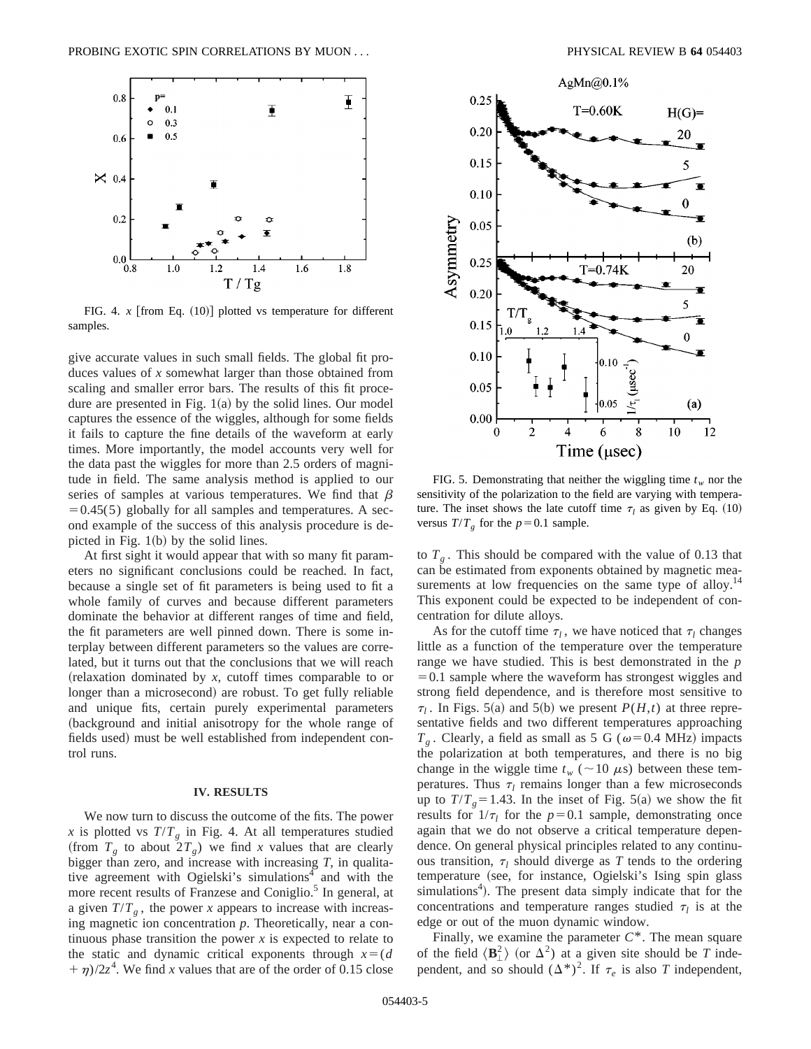FIG. 4. $x$ [from Eq. (10)] plotted vs temperature for different samples.

give accurate values in such small fields. The global fit produces values of $x$ somewhat larger than those obtained from scaling and smaller error bars. The results of this fit procedure are presented in Fig. 1(a) by the solid lines. Our model captures the essence of the wiggles, although for some fields it fails to capture the fine details of the waveform at early times. More importantly, the model accounts very well for the data past the wiggles for more than 2.5 orders of magnitude in field. The same analysis method is applied to our series of samples at various temperatures. We find that $\beta = 0.45(5)$ globally for all samples and temperatures. A second example of the success of this analysis procedure is depicted in Fig. 1(b) by the solid lines.

At first sight it would appear that with so many fit parameters no significant conclusions could be reached. In fact, because a single set of fit parameters is being used to fit a whole family of curves and because different parameters dominate the behavior at different ranges of time and field, the fit parameters are well pinned down. There is some interplay between different parameters so the values are correlated, but it turns out that the conclusions that we will reach (relaxation dominated by $x$, cutoff times comparable to or longer than a microsecond) are robust. To get fully reliable and unique fits, certain purely experimental parameters (background and initial anisotropy for the whole range of fields used) must be well established from independent control runs.

## IV. RESULTS

We now turn to discuss the outcome of the fits. The power $x$ is plotted vs $T/T_g$ in Fig. 4. At all temperatures studied (from $T_g$ to about $2T_g$) we find $x$ values that are clearly bigger than zero, and increase with increasing $T$, in qualitative agreement with Ogielski's simulations[4] and with the more recent results of Franzese and Coniglio.[5] In general, at a given $T/T_g$, the power $x$ appears to increase with increasing magnetic ion concentration $p$. Theoretically, near a continuous phase transition the power $x$ is expected to relate to the static and dynamic critical exponents through $x = (d + \eta)/2z$[4]. We find $x$ values that are of the order of 0.15 close to $T_g$. This should be compared with the value of 0.13 that can be estimated from exponents obtained by magnetic measurements at low frequencies on the same type of alloy.[14] This exponent could be expected to be independent of concentration for dilute alloys.

As for the cutoff time $\tau_l$, we have noticed that $\tau_l$ changes little as a function of the temperature over the temperature range we have studied. This is best demonstrated in the $p = 0.1$ sample where the waveform has strongest wiggles and strong field dependence, and is therefore most sensitive to $\tau_l$. In Figs. 5(a) and 5(b) we present $P(H,t)$ at three representative fields and two different temperatures approaching $T_g$. Clearly, a field as small as 5 G ($\omega = 0.4$ MHz) impacts the polarization at both temperatures, and there is no big change in the wiggle time $t_w$ ($\sim 10\ \mu$s) between these temperatures. Thus $\tau_l$ remains longer than a few microseconds up to $T/T_g = 1.43$. In the inset of Fig. 5(a) we show the fit results for $1/\tau_l$ for the $p = 0.1$ sample, demonstrating once again that we do not observe a critical temperature dependence. On general physical principles related to any continuous transition, $\tau_l$ should diverge as $T$ tends to the ordering temperature (see, for instance, Ogielski's Ising spin glass simulations[4]). The present data simply indicate that for the concentrations and temperature ranges studied $\tau_l$ is at the edge or out of the muon dynamic window.

Finally, we examine the parameter $C^*$. The mean square of the field $\langle \mathbf{B}_\perp^2 \rangle$ (or $\Delta^2$) at a given site should be $T$ independent, and so should $(\Delta^*)^2$. If $\tau_e$ is also $T$ independent,

FIG. 5. Demonstrating that neither the wiggling time $t_w$ nor the sensitivity of the polarization to the field are varying with temperature. The inset shows the late cutoff time $\tau_l$ as given by Eq. (10) versus $T/T_g$ for the $p = 0.1$ sample.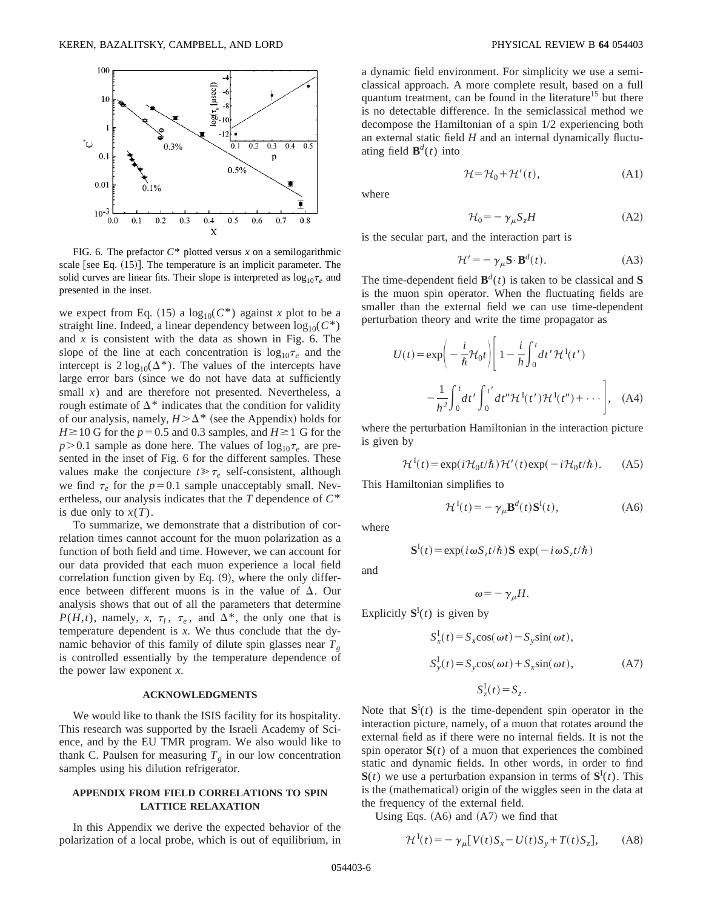FIG. 6. The prefactor $C^*$ plotted versus $x$ on a semilogarithmic scale [see Eq. (15)]. The temperature is an implicit parameter. The solid curves are linear fits. Their slope is interpreted as $\log_{10}\tau_e$ and presented in the inset.

we expect from Eq. (15) a $\log_{10}(C^*)$ against $x$ plot to be a straight line. Indeed, a linear dependency between $\log_{10}(C^*)$ and $x$ is consistent with the data as shown in Fig. 6. The slope of the line at each concentration is $\log_{10}\tau_e$ and the intercept is $2\log_{10}(\Delta^*)$. The values of the intercepts have large error bars (since we do not have data at sufficiently small $x$) and are therefore not presented. Nevertheless, a rough estimate of $\Delta^*$ indicates that the condition for validity of our analysis, namely, $H>\Delta^*$ (see the Appendix) holds for $H\gtrsim 10$ G for the $p=0.5$ and 0.3 samples, and $H\gtrsim 1$ G for the $p>0.1$ sample as done here. The values of $\log_{10}\tau_e$ are presented in the inset of Fig. 6 for the different samples. These values make the conjecture $t\gg\tau_e$ self-consistent, although we find $\tau_e$ for the $p=0.1$ sample unacceptably small. Nevertheless, our analysis indicates that the $T$ dependence of $C^*$ is due only to $x(T)$.

To summarize, we demonstrate that a distribution of correlation times cannot account for the muon polarization as a function of both field and time. However, we can account for our data provided that each muon experience a local field correlation function given by Eq. (9), where the only difference between different muons is in the value of $\Delta$. Our analysis shows that out of all the parameters that determine $P(H,t)$, namely, $x$, $\tau_l$, $\tau_e$, and $\Delta^*$, the only one that is temperature dependent is $x$. We thus conclude that the dynamic behavior of this family of dilute spin glasses near $T_g$ is controlled essentially by the temperature dependence of the power law exponent $x$.

## ACKNOWLEDGMENTS

We would like to thank the ISIS facility for its hospitality. This research was supported by the Israeli Academy of Science, and by the EU TMR program. We also would like to thank C. Paulsen for measuring $T_g$ in our low concentration samples using his dilution refrigerator.

## APPENDIX FROM FIELD CORRELATIONS TO SPIN LATTICE RELAXATION

In this Appendix we derive the expected behavior of the polarization of a local probe, which is out of equilibrium, in a dynamic field environment. For simplicity we use a semiclassical approach. A more complete result, based on a full quantum treatment, can be found in the literature[15] but there is no detectable difference. In the semiclassical method we decompose the Hamiltonian of a spin 1/2 experiencing both an external static field $H$ and an internal dynamically fluctuating field $\mathbf{B}^d(t)$ into

$$\mathcal{H}=\mathcal{H}_0+\mathcal{H}'(t), \tag{A1}$$

where

$$\mathcal{H}_0=-\gamma_\mu S_z H \tag{A2}$$

is the secular part, and the interaction part is

$$\mathcal{H}'=-\gamma_\mu \mathbf{S}\cdot\mathbf{B}^d(t). \tag{A3}$$

The time-dependent field $\mathbf{B}^d(t)$ is taken to be classical and $\mathbf{S}$ is the muon spin operator. When the fluctuating fields are smaller than the external field we can use time-dependent perturbation theory and write the time propagator as

$$U(t)=\exp\left(-\frac{i}{\hbar}\mathcal{H}_0 t\right)\left[1-\frac{i}{h}\int_0^t dt'\mathcal{H}^{\mathrm{I}}(t') -\frac{1}{h^2}\int_0^t dt'\int_0^{t'}dt''\mathcal{H}^{\mathrm{I}}(t')\mathcal{H}^{\mathrm{I}}(t'')+\cdots\right], \tag{A4}$$

where the perturbation Hamiltonian in the interaction picture is given by

$$\mathcal{H}^{\mathrm{I}}(t)=\exp(i\mathcal{H}_0 t/\hbar)\mathcal{H}'(t)\exp(-i\mathcal{H}_0 t/\hbar). \tag{A5}$$

This Hamiltonian simplifies to

$$\mathcal{H}^{\mathrm{I}}(t)=-\gamma_\mu \mathbf{B}^d(t)\mathbf{S}^{\mathrm{I}}(t), \tag{A6}$$

where

$$\mathbf{S}^{\mathrm{I}}(t)=\exp(i\omega S_z t/\hbar)\mathbf{S}\exp(-i\omega S_z t/\hbar)$$

and

$$\omega=-\gamma_\mu H.$$

Explicitly $\mathbf{S}^{\mathrm{I}}(t)$ is given by

$$\begin{aligned} S_x^{\mathrm{I}}(t)&=S_x\cos(\omega t)-S_y\sin(\omega t),\\ S_y^{\mathrm{I}}(t)&=S_y\cos(\omega t)+S_x\sin(\omega t),\\ S_z^{\mathrm{I}}(t)&=S_z. \end{aligned} \tag{A7}$$

Note that $\mathbf{S}^{\mathrm{I}}(t)$ is the time-dependent spin operator in the interaction picture, namely, of a muon that rotates around the external field as if there were no internal fields. It is not the spin operator $\mathbf{S}(t)$ of a muon that experiences the combined static and dynamic fields. In other words, in order to find $\mathbf{S}(t)$ we use a perturbation expansion in terms of $\mathbf{S}^{\mathrm{I}}(t)$. This is the (mathematical) origin of the wiggles seen in the data at the frequency of the external field.

Using Eqs. (A6) and (A7) we find that

$$\mathcal{H}^{\mathrm{I}}(t)=-\gamma_\mu[V(t)S_x-U(t)S_y+T(t)S_z], \tag{A8}$$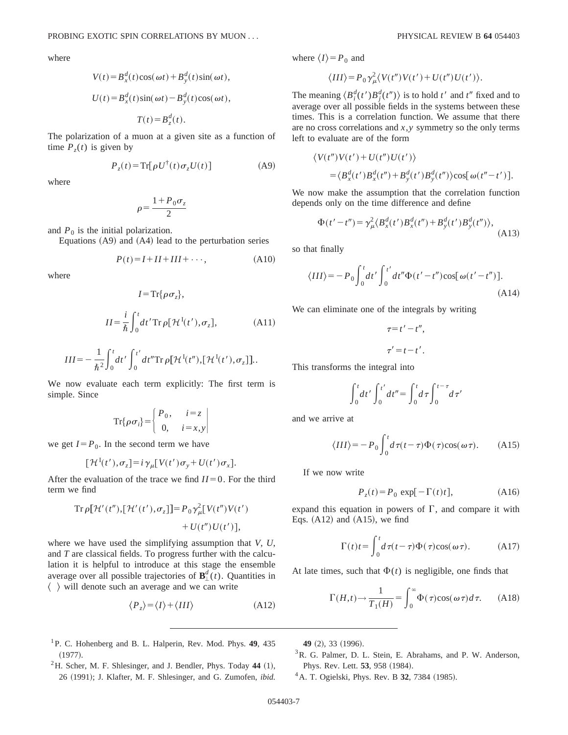where

$$V(t)=B_x^d(t)\cos(\omega t)+B_y^d(t)\sin(\omega t),$$

$$U(t)=B_x^d(t)\sin(\omega t)-B_y^d(t)\cos(\omega t),$$

$$T(t)=B_z^d(t).$$

The polarization of a muon at a given site as a function of time $P_z(t)$ is given by

$$P_z(t)=\mathrm{Tr}[\rho U^\dagger(t)\sigma_z U(t)] \tag{A9}$$

where

$$\rho=\frac{1+P_0\sigma_z}{2}$$

and $P_0$ is the initial polarization.

Equations (A9) and (A4) lead to the perturbation series

$$P(t)=I+II+III+\cdots, \tag{A10}$$

where

$$I=\mathrm{Tr}\{\rho\sigma_z\},$$

$$II=\frac{i}{\hbar}\int_0^t dt'\,\mathrm{Tr}\,\rho[\mathcal{H}^1(t'),\sigma_z], \tag{A11}$$

$$III=-\frac{1}{\hbar^2}\int_0^t dt'\int_0^{t'}dt''\mathrm{Tr}\,\rho[\mathcal{H}^1(t''),[\mathcal{H}^1(t'),\sigma_z]]..$$

We now evaluate each term explicitly: The first term is simple. Since

$$\mathrm{Tr}\{\rho\sigma_i\}=\begin{cases}P_0, & i=z\\ 0, & i=x,y\end{cases}$$

we get $I=P_0$. In the second term we have

$$[\mathcal{H}^1(t'),\sigma_z]=i\gamma_\mu[V(t')\sigma_y+U(t')\sigma_x].$$

After the evaluation of the trace we find $II=0$. For the third term we find

$$\mathrm{Tr}\,\rho[\mathcal{H}'(t''),[\mathcal{H}'(t'),\sigma_z]]=P_0\gamma_\mu^2[V(t'')V(t')+U(t'')U(t')],$$

where we have used the simplifying assumption that $V$, $U$, and $T$ are classical fields. To progress further with the calculation it is helpful to introduce at this stage the ensemble average over all possible trajectories of $\mathbf{B}_\perp^d(t)$. Quantities in $\langle\ \rangle$ will denote such an average and we can write

$$\langle P_z\rangle=\langle I\rangle+\langle III\rangle \tag{A12}$$

where $\langle I\rangle=P_0$ and

$$\langle III\rangle=P_0\gamma_\mu^2\langle V(t'')V(t')+U(t'')U(t')\rangle.$$

The meaning $\langle B_i^d(t')B_j^d(t'')\rangle$ is to hold $t'$ and $t''$ fixed and to average over all possible fields in the systems between these times. This is a correlation function. We assume that there are no cross correlations and $x,y$ symmetry so the only terms left to evaluate are of the form

$$\langle V(t'')V(t')+U(t'')U(t')\rangle$$
$$=\langle B_x^d(t')B_x^d(t'')+B_y^d(t')B_y^d(t'')\rangle\cos[\omega(t''-t')].$$

We now make the assumption that the correlation function depends only on the time difference and define

$$\Phi(t'-t'')=\gamma_\mu^2\langle B_x^d(t')B_x^d(t'')+B_y^d(t')B_y^d(t'')\rangle, \tag{A13}$$

so that finally

$$\langle III\rangle=-P_0\int_0^t dt'\int_0^{t'}dt''\Phi(t'-t'')\cos[\omega(t'-t'')]. \tag{A14}$$

We can eliminate one of the integrals by writing

$$\tau=t'-t'',$$

$$\tau'=t-t'.$$

This transforms the integral into

$$\int_0^t dt'\int_0^{t'}dt''=\int_0^t d\tau\int_0^{t-\tau}d\tau'$$

and we arrive at

$$\langle III\rangle=-P_0\int_0^t d\tau(t-\tau)\Phi(\tau)\cos(\omega\tau). \tag{A15}$$

If we now write

$$P_z(t)=P_0\exp[-\Gamma(t)t], \tag{A16}$$

expand this equation in powers of $\Gamma$, and compare it with Eqs. (A12) and (A15), we find

$$\Gamma(t)t=\int_0^t d\tau(t-\tau)\Phi(\tau)\cos(\omega\tau). \tag{A17}$$

At late times, such that $\Phi(t)$ is negligible, one finds that

$$\Gamma(H,t)\rightarrow\frac{1}{T_1(H)}=\int_0^\infty\Phi(\tau)\cos(\omega\tau)d\tau. \tag{A18}$$

---

[1] P. C. Hohenberg and B. L. Halperin, Rev. Mod. Phys. **49**, 435 (1977).

[2] H. Scher, M. F. Shlesinger, and J. Bendler, Phys. Today **44** (1), 26 (1991); J. Klafter, M. F. Shlesinger, and G. Zumofen, *ibid.* **49** (2), 33 (1996).

[3] R. G. Palmer, D. L. Stein, E. Abrahams, and P. W. Anderson, Phys. Rev. Lett. **53**, 958 (1984).

[4] A. T. Ogielski, Phys. Rev. B **32**, 7384 (1985).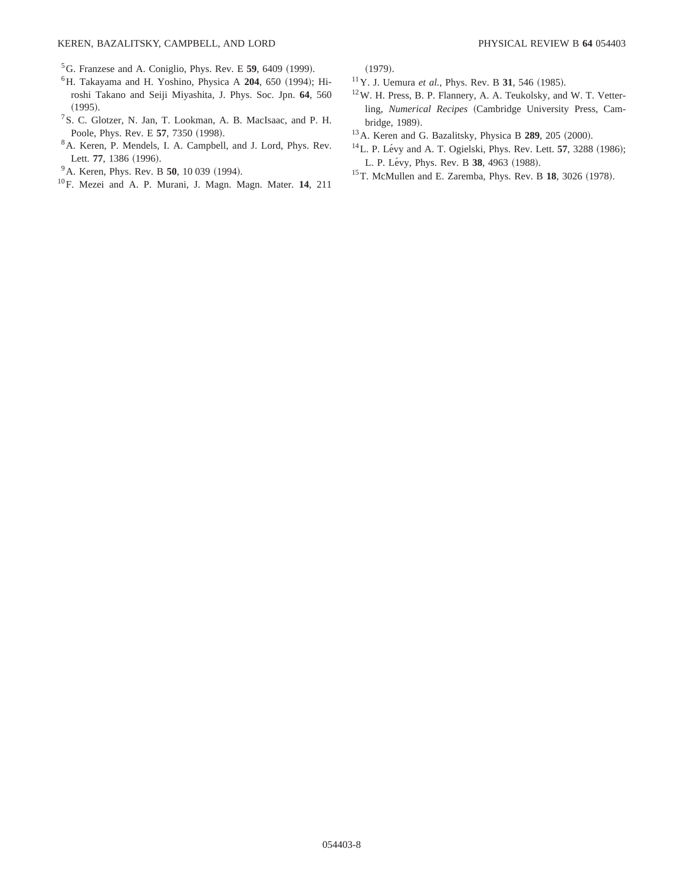[5] G. Franzese and A. Coniglio, Phys. Rev. E **59**, 6409 (1999).

[6] H. Takayama and H. Yoshino, Physica A **204**, 650 (1994); Hiroshi Takano and Seiji Miyashita, J. Phys. Soc. Jpn. **64**, 560 (1995).

[7] S. C. Glotzer, N. Jan, T. Lookman, A. B. MacIsaac, and P. H. Poole, Phys. Rev. E **57**, 7350 (1998).

[8] A. Keren, P. Mendels, I. A. Campbell, and J. Lord, Phys. Rev. Lett. **77**, 1386 (1996).

[9] A. Keren, Phys. Rev. B **50**, 10 039 (1994).

[10] F. Mezei and A. P. Murani, J. Magn. Magn. Mater. **14**, 211 (1979).

[11] Y. J. Uemura *et al.*, Phys. Rev. B **31**, 546 (1985).

[12] W. H. Press, B. P. Flannery, A. A. Teukolsky, and W. T. Vetterling, *Numerical Recipes* (Cambridge University Press, Cambridge, 1989).

[13] A. Keren and G. Bazalitsky, Physica B **289**, 205 (2000).

[14] L. P. Lévy and A. T. Ogielski, Phys. Rev. Lett. **57**, 3288 (1986); L. P. Lévy, Phys. Rev. B **38**, 4963 (1988).

[15] T. McMullen and E. Zaremba, Phys. Rev. B **18**, 3026 (1978).